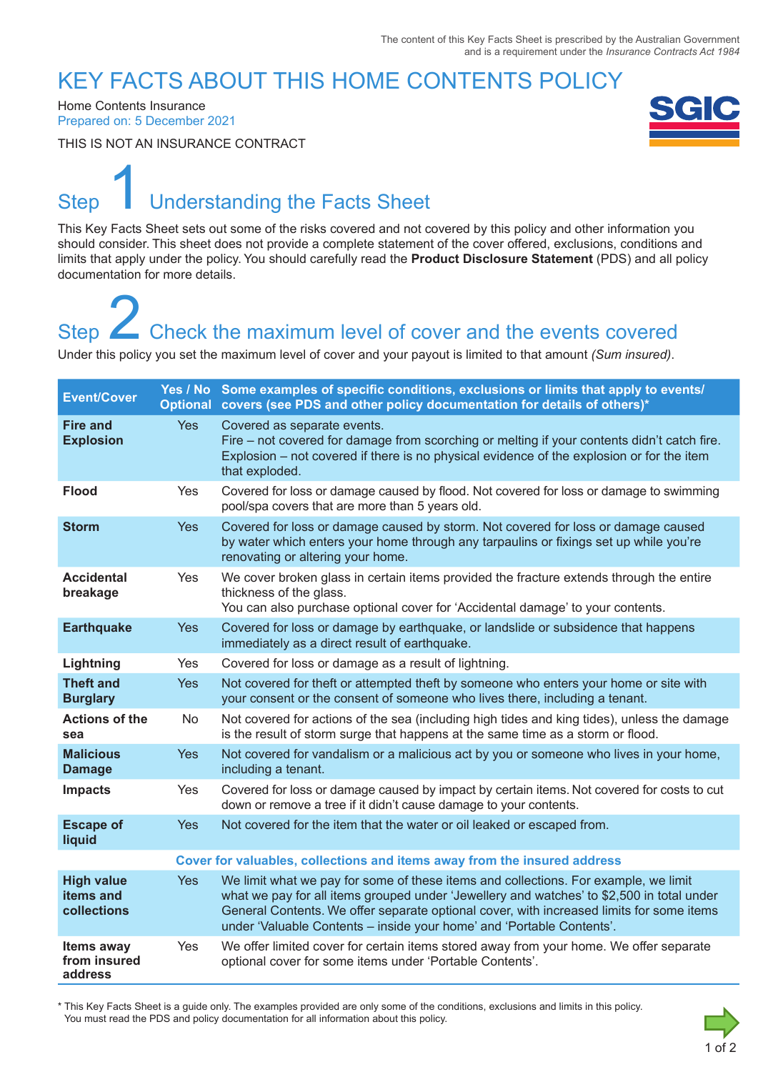The content of this Key Facts Sheet is prescribed by the Australian Government and is a requirement under the *Insurance Contracts Act 1984*

# KEY FACTS ABOUT THIS HOME CONTENTS POLICY

Home Contents Insurance
Prepared on: 5 December 2021

THIS IS NOT AN INSURANCE CONTRACT

## Step 1 Understanding the Facts Sheet

This Key Facts Sheet sets out some of the risks covered and not covered by this policy and other information you should consider. This sheet does not provide a complete statement of the cover offered, exclusions, conditions and limits that apply under the policy. You should carefully read the **Product Disclosure Statement** (PDS) and all policy documentation for more details.

## Step 2 Check the maximum level of cover and the events covered

Under this policy you set the maximum level of cover and your payout is limited to that amount *(Sum insured)*.

| Event/Cover | Yes / No Optional | Some examples of specific conditions, exclusions or limits that apply to events/ covers (see PDS and other policy documentation for details of others)* |
|---|---|---|
| **Fire and Explosion** | Yes | Covered as separate events. Fire – not covered for damage from scorching or melting if your contents didn't catch fire. Explosion – not covered if there is no physical evidence of the explosion or for the item that exploded. |
| **Flood** | Yes | Covered for loss or damage caused by flood. Not covered for loss or damage to swimming pool/spa covers that are more than 5 years old. |
| **Storm** | Yes | Covered for loss or damage caused by storm. Not covered for loss or damage caused by water which enters your home through any tarpaulins or fixings set up while you're renovating or altering your home. |
| **Accidental breakage** | Yes | We cover broken glass in certain items provided the fracture extends through the entire thickness of the glass. You can also purchase optional cover for 'Accidental damage' to your contents. |
| **Earthquake** | Yes | Covered for loss or damage by earthquake, or landslide or subsidence that happens immediately as a direct result of earthquake. |
| **Lightning** | Yes | Covered for loss or damage as a result of lightning. |
| **Theft and Burglary** | Yes | Not covered for theft or attempted theft by someone who enters your home or site with your consent or the consent of someone who lives there, including a tenant. |
| **Actions of the sea** | No | Not covered for actions of the sea (including high tides and king tides), unless the damage is the result of storm surge that happens at the same time as a storm or flood. |
| **Malicious Damage** | Yes | Not covered for vandalism or a malicious act by you or someone who lives in your home, including a tenant. |
| **Impacts** | Yes | Covered for loss or damage caused by impact by certain items. Not covered for costs to cut down or remove a tree if it didn't cause damage to your contents. |
| **Escape of liquid** | Yes | Not covered for the item that the water or oil leaked or escaped from. |
| **Cover for valuables, collections and items away from the insured address** | | |
| **High value items and collections** | Yes | We limit what we pay for some of these items and collections. For example, we limit what we pay for all items grouped under 'Jewellery and watches' to $2,500 in total under General Contents. We offer separate optional cover, with increased limits for some items under 'Valuable Contents – inside your home' and 'Portable Contents'. |
| **Items away from insured address** | Yes | We offer limited cover for certain items stored away from your home. We offer separate optional cover for some items under 'Portable Contents'. |

\* This Key Facts Sheet is a guide only. The examples provided are only some of the conditions, exclusions and limits in this policy. You must read the PDS and policy documentation for all information about this policy.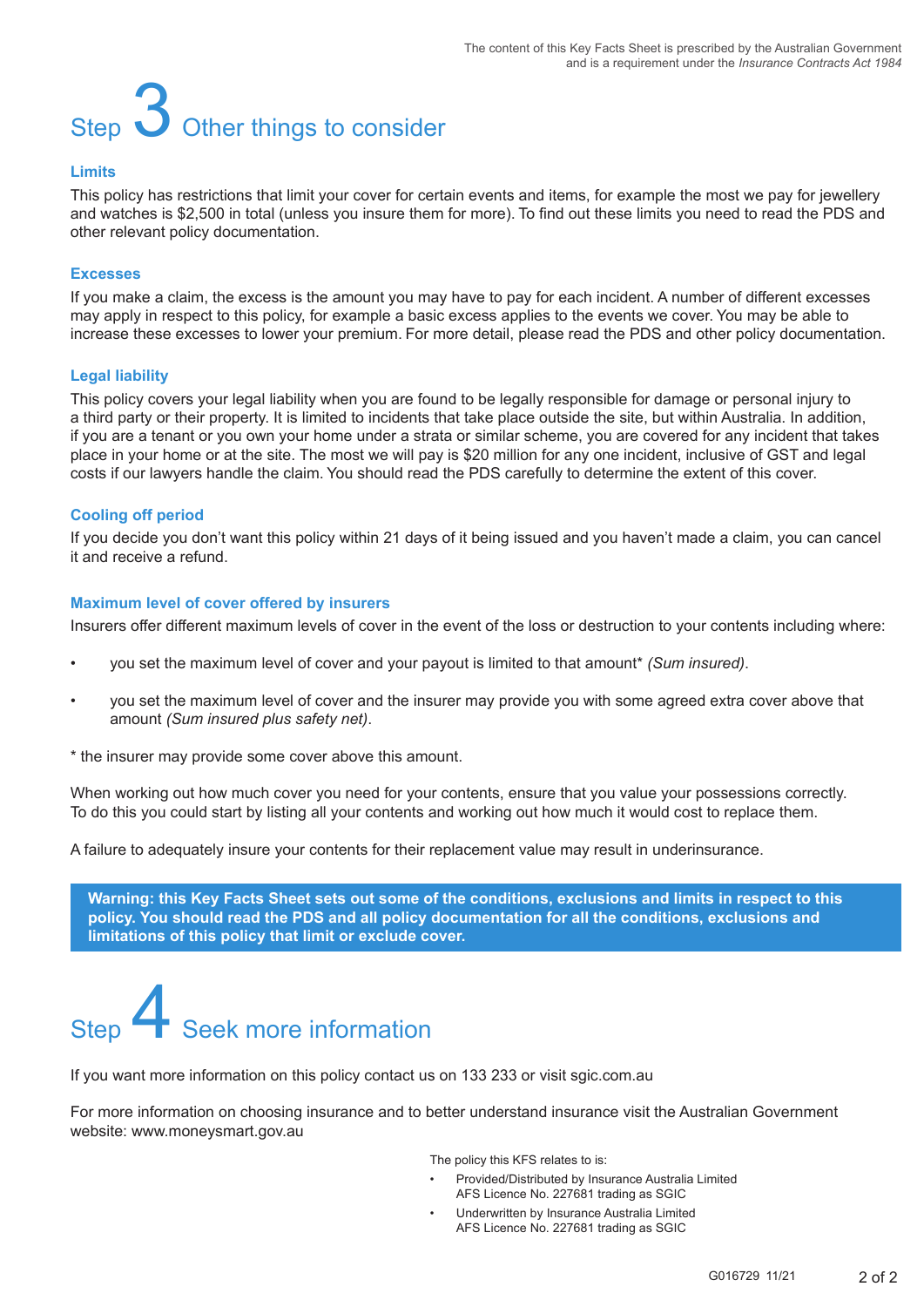The content of this Key Facts Sheet is prescribed by the Australian Government and is a requirement under the *Insurance Contracts Act 1984*

# Step 3 Other things to consider

### Limits

This policy has restrictions that limit your cover for certain events and items, for example the most we pay for jewellery and watches is $2,500 in total (unless you insure them for more). To find out these limits you need to read the PDS and other relevant policy documentation.

### Excesses

If you make a claim, the excess is the amount you may have to pay for each incident. A number of different excesses may apply in respect to this policy, for example a basic excess applies to the events we cover. You may be able to increase these excesses to lower your premium. For more detail, please read the PDS and other policy documentation.

### Legal liability

This policy covers your legal liability when you are found to be legally responsible for damage or personal injury to a third party or their property. It is limited to incidents that take place outside the site, but within Australia. In addition, if you are a tenant or you own your home under a strata or similar scheme, you are covered for any incident that takes place in your home or at the site. The most we will pay is $20 million for any one incident, inclusive of GST and legal costs if our lawyers handle the claim. You should read the PDS carefully to determine the extent of this cover.

### Cooling off period

If you decide you don't want this policy within 21 days of it being issued and you haven't made a claim, you can cancel it and receive a refund.

### Maximum level of cover offered by insurers

Insurers offer different maximum levels of cover in the event of the loss or destruction to your contents including where:

- you set the maximum level of cover and your payout is limited to that amount* *(Sum insured)*.
- you set the maximum level of cover and the insurer may provide you with some agreed extra cover above that amount *(Sum insured plus safety net)*.

* the insurer may provide some cover above this amount.

When working out how much cover you need for your contents, ensure that you value your possessions correctly. To do this you could start by listing all your contents and working out how much it would cost to replace them.

A failure to adequately insure your contents for their replacement value may result in underinsurance.

**Warning: this Key Facts Sheet sets out some of the conditions, exclusions and limits in respect to this policy. You should read the PDS and all policy documentation for all the conditions, exclusions and limitations of this policy that limit or exclude cover.**

# Step 4 Seek more information

If you want more information on this policy contact us on 133 233 or visit sgic.com.au

For more information on choosing insurance and to better understand insurance visit the Australian Government website: www.moneysmart.gov.au

The policy this KFS relates to is:

- Provided/Distributed by Insurance Australia Limited AFS Licence No. 227681 trading as SGIC
- Underwritten by Insurance Australia Limited AFS Licence No. 227681 trading as SGIC

G016729 11/21